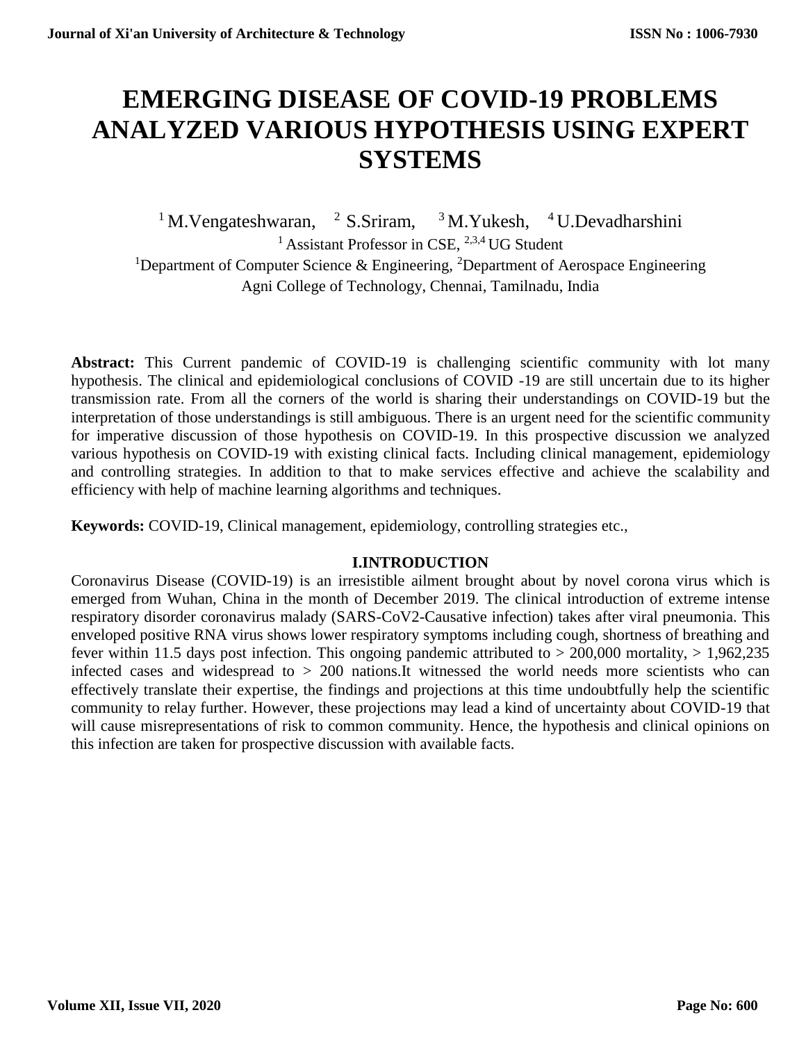# EMERGING DISEASE OF COVID-19 PROBLEMS ANALYZED VARIOUS HYPOTHESIS USING EXPERT SYSTEMS

[1] M.Vengateshwaran, [2] S.Sriram, [3] M.Yukesh, [4] U.Devadharshini

[1] Assistant Professor in CSE, [2,3,4] UG Student

[1]Department of Computer Science & Engineering, [2]Department of Aerospace Engineering

Agni College of Technology, Chennai, Tamilnadu, India

**Abstract:** This Current pandemic of COVID-19 is challenging scientific community with lot many hypothesis. The clinical and epidemiological conclusions of COVID -19 are still uncertain due to its higher transmission rate. From all the corners of the world is sharing their understandings on COVID-19 but the interpretation of those understandings is still ambiguous. There is an urgent need for the scientific community for imperative discussion of those hypothesis on COVID-19. In this prospective discussion we analyzed various hypothesis on COVID-19 with existing clinical facts. Including clinical management, epidemiology and controlling strategies. In addition to that to make services effective and achieve the scalability and efficiency with help of machine learning algorithms and techniques.

**Keywords:** COVID-19, Clinical management, epidemiology, controlling strategies etc.,

## I.INTRODUCTION

Coronavirus Disease (COVID-19) is an irresistible ailment brought about by novel corona virus which is emerged from Wuhan, China in the month of December 2019. The clinical introduction of extreme intense respiratory disorder coronavirus malady (SARS-CoV2-Causative infection) takes after viral pneumonia. This enveloped positive RNA virus shows lower respiratory symptoms including cough, shortness of breathing and fever within 11.5 days post infection. This ongoing pandemic attributed to > 200,000 mortality, > 1,962,235 infected cases and widespread to > 200 nations.It witnessed the world needs more scientists who can effectively translate their expertise, the findings and projections at this time undoubtfully help the scientific community to relay further. However, these projections may lead a kind of uncertainty about COVID-19 that will cause misrepresentations of risk to common community. Hence, the hypothesis and clinical opinions on this infection are taken for prospective discussion with available facts.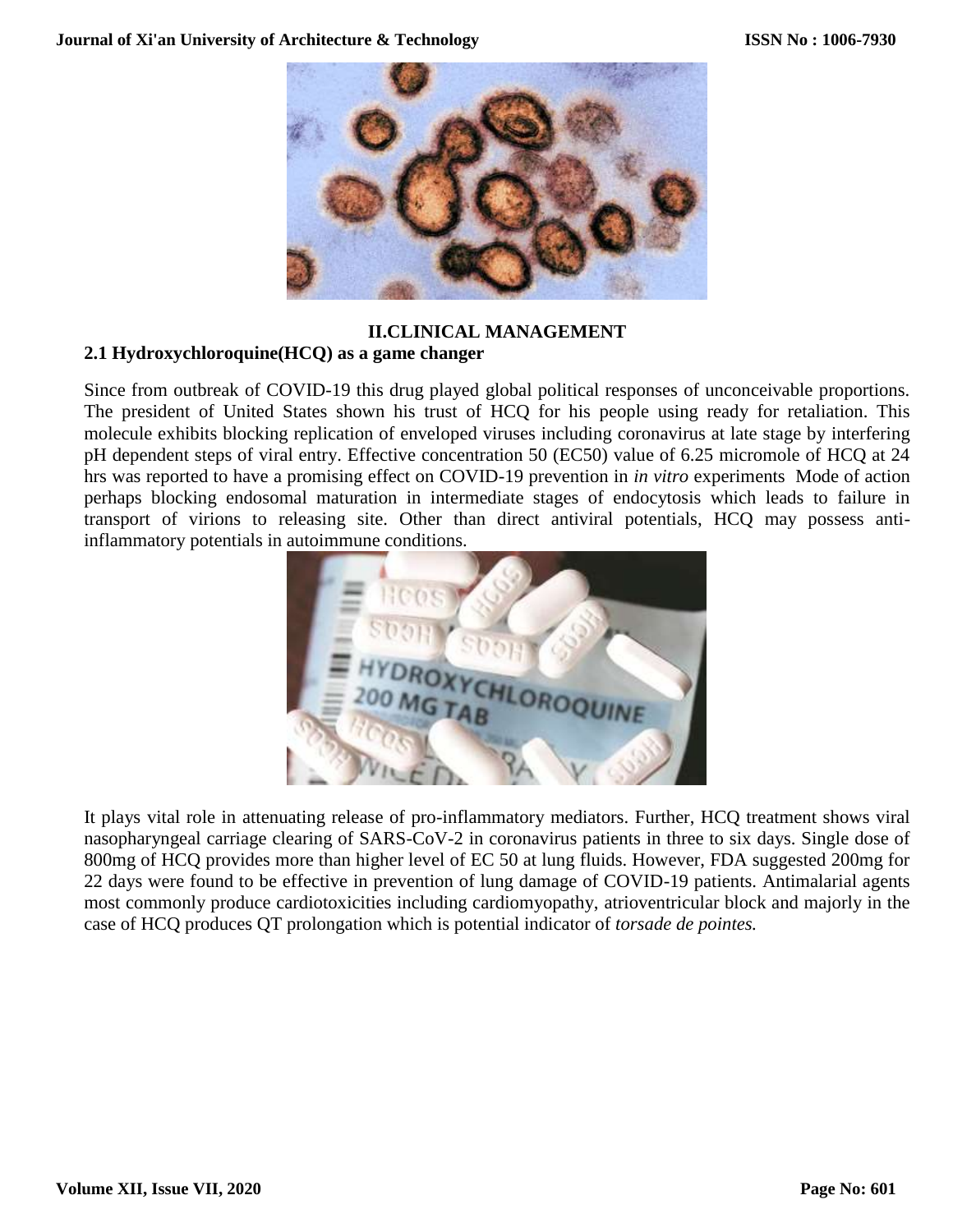## II.CLINICAL MANAGEMENT

### 2.1 Hydroxychloroquine(HCQ) as a game changer

Since from outbreak of COVID-19 this drug played global political responses of unconceivable proportions. The president of United States shown his trust of HCQ for his people using ready for retaliation. This molecule exhibits blocking replication of enveloped viruses including coronavirus at late stage by interfering pH dependent steps of viral entry. Effective concentration 50 (EC50) value of 6.25 micromole of HCQ at 24 hrs was reported to have a promising effect on COVID-19 prevention in *in vitro* experiments Mode of action perhaps blocking endosomal maturation in intermediate stages of endocytosis which leads to failure in transport of virions to releasing site. Other than direct antiviral potentials, HCQ may possess anti-inflammatory potentials in autoimmune conditions.

It plays vital role in attenuating release of pro-inflammatory mediators. Further, HCQ treatment shows viral nasopharyngeal carriage clearing of SARS-CoV-2 in coronavirus patients in three to six days. Single dose of 800mg of HCQ provides more than higher level of EC 50 at lung fluids. However, FDA suggested 200mg for 22 days were found to be effective in prevention of lung damage of COVID-19 patients. Antimalarial agents most commonly produce cardiotoxicities including cardiomyopathy, atrioventricular block and majorly in the case of HCQ produces QT prolongation which is potential indicator of *torsade de pointes.*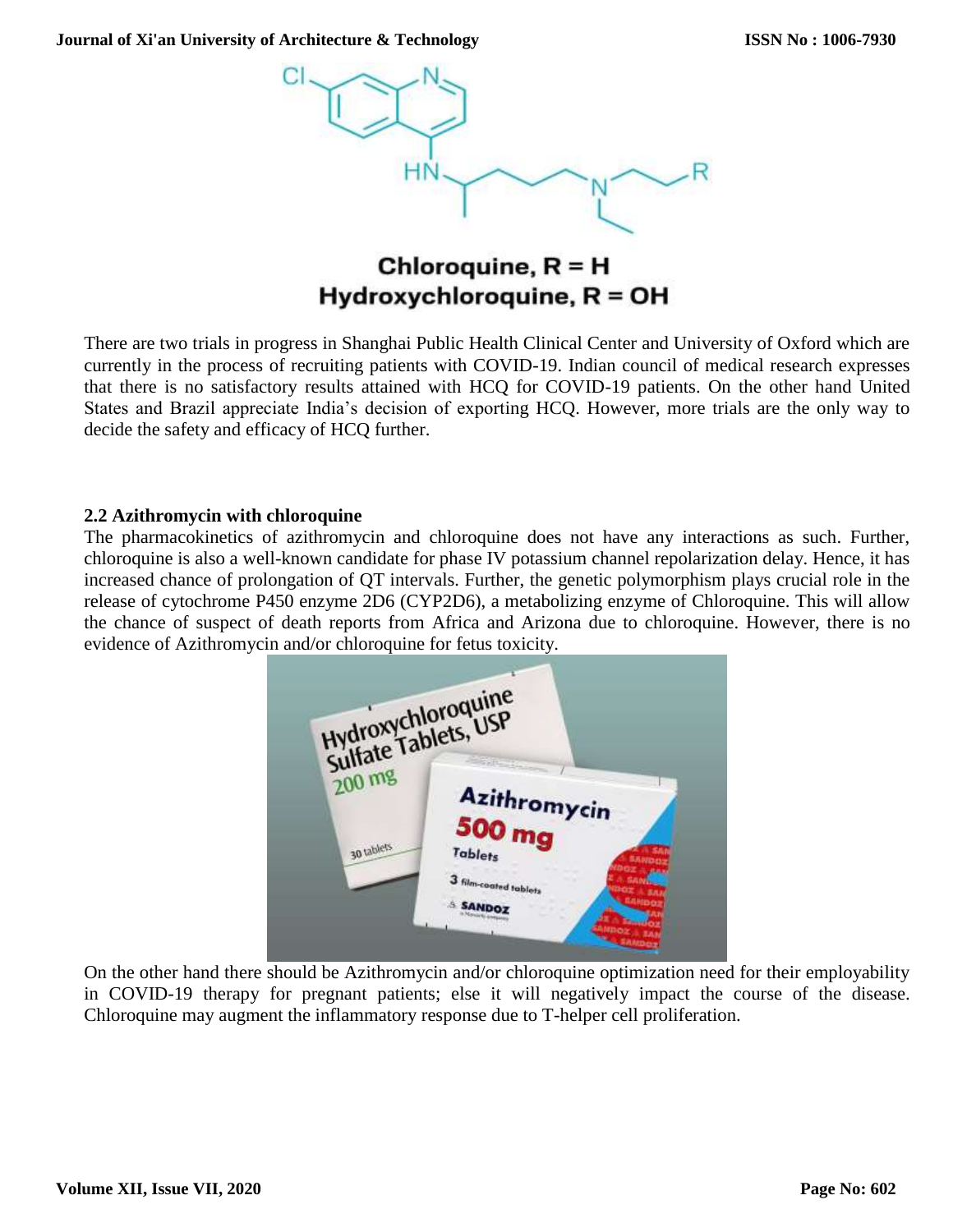Chloroquine, R = H
Hydroxychloroquine, R = OH

There are two trials in progress in Shanghai Public Health Clinical Center and University of Oxford which are currently in the process of recruiting patients with COVID-19. Indian council of medical research expresses that there is no satisfactory results attained with HCQ for COVID-19 patients. On the other hand United States and Brazil appreciate India's decision of exporting HCQ. However, more trials are the only way to decide the safety and efficacy of HCQ further.

### 2.2 Azithromycin with chloroquine

The pharmacokinetics of azithromycin and chloroquine does not have any interactions as such. Further, chloroquine is also a well-known candidate for phase IV potassium channel repolarization delay. Hence, it has increased chance of prolongation of QT intervals. Further, the genetic polymorphism plays crucial role in the release of cytochrome P450 enzyme 2D6 (CYP2D6), a metabolizing enzyme of Chloroquine. This will allow the chance of suspect of death reports from Africa and Arizona due to chloroquine. However, there is no evidence of Azithromycin and/or chloroquine for fetus toxicity.

On the other hand there should be Azithromycin and/or chloroquine optimization need for their employability in COVID-19 therapy for pregnant patients; else it will negatively impact the course of the disease. Chloroquine may augment the inflammatory response due to T-helper cell proliferation.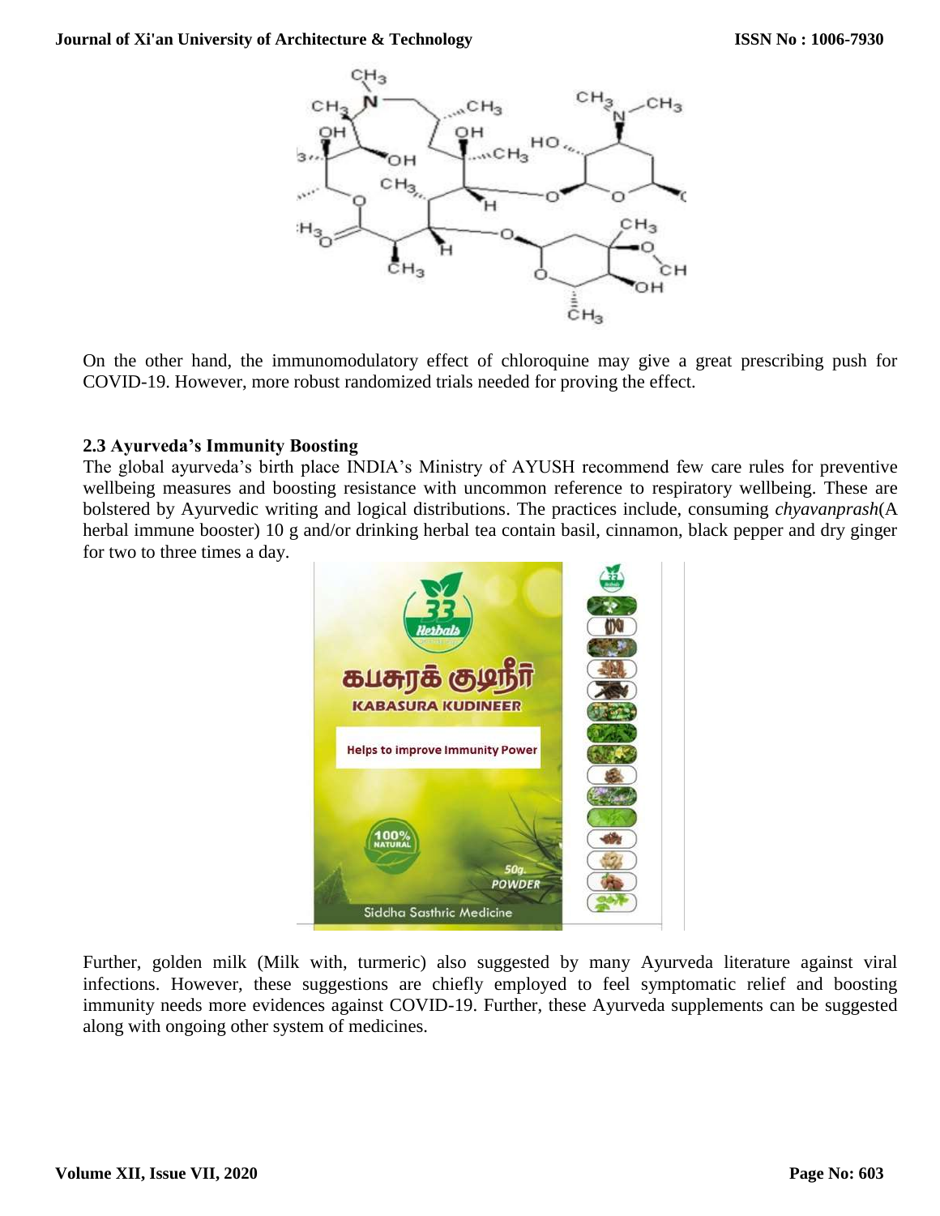On the other hand, the immunomodulatory effect of chloroquine may give a great prescribing push for COVID-19. However, more robust randomized trials needed for proving the effect.

### 2.3 Ayurveda's Immunity Boosting

The global ayurveda's birth place INDIA's Ministry of AYUSH recommend few care rules for preventive wellbeing measures and boosting resistance with uncommon reference to respiratory wellbeing. These are bolstered by Ayurvedic writing and logical distributions. The practices include, consuming *chyavanprash*(A herbal immune booster) 10 g and/or drinking herbal tea contain basil, cinnamon, black pepper and dry ginger for two to three times a day.

Further, golden milk (Milk with, turmeric) also suggested by many Ayurveda literature against viral infections. However, these suggestions are chiefly employed to feel symptomatic relief and boosting immunity needs more evidences against COVID-19. Further, these Ayurveda supplements can be suggested along with ongoing other system of medicines.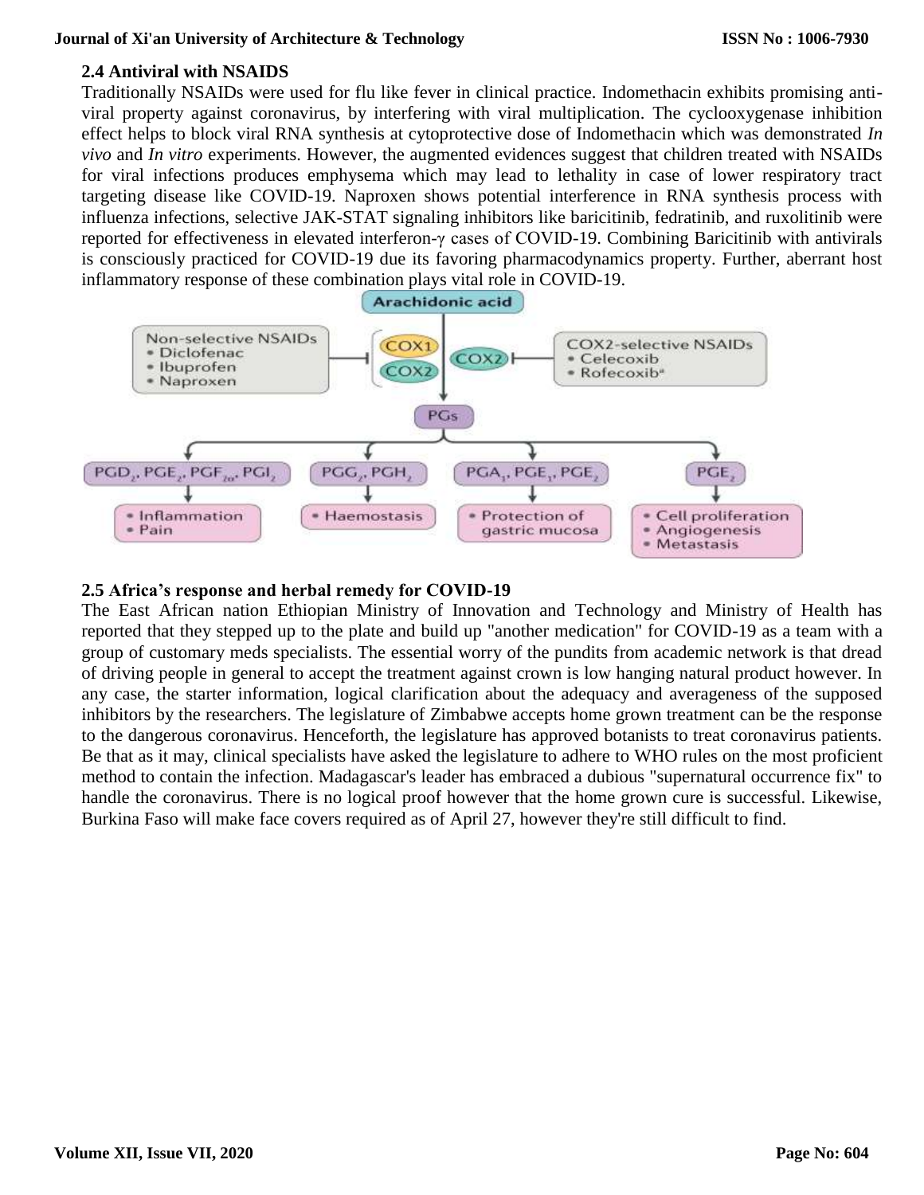## 2.4 Antiviral with NSAIDS

Traditionally NSAIDs were used for flu like fever in clinical practice. Indomethacin exhibits promising anti-viral property against coronavirus, by interfering with viral multiplication. The cyclooxygenase inhibition effect helps to block viral RNA synthesis at cytoprotective dose of Indomethacin which was demonstrated *In vivo* and *In vitro* experiments. However, the augmented evidences suggest that children treated with NSAIDs for viral infections produces emphysema which may lead to lethality in case of lower respiratory tract targeting disease like COVID-19. Naproxen shows potential interference in RNA synthesis process with influenza infections, selective JAK-STAT signaling inhibitors like baricitinib, fedratinib, and ruxolitinib were reported for effectiveness in elevated interferon-$\gamma$ cases of COVID-19. Combining Baricitinib with antivirals is consciously practiced for COVID-19 due its favoring pharmacodynamics property. Further, aberrant host inflammatory response of these combination plays vital role in COVID-19.

## 2.5 Africa's response and herbal remedy for COVID-19

The East African nation Ethiopian Ministry of Innovation and Technology and Ministry of Health has reported that they stepped up to the plate and build up "another medication" for COVID-19 as a team with a group of customary meds specialists. The essential worry of the pundits from academic network is that dread of driving people in general to accept the treatment against crown is low hanging natural product however. In any case, the starter information, logical clarification about the adequacy and averageness of the supposed inhibitors by the researchers. The legislature of Zimbabwe accepts home grown treatment can be the response to the dangerous coronavirus. Henceforth, the legislature has approved botanists to treat coronavirus patients. Be that as it may, clinical specialists have asked the legislature to adhere to WHO rules on the most proficient method to contain the infection. Madagascar's leader has embraced a dubious "supernatural occurrence fix" to handle the coronavirus. There is no logical proof however that the home grown cure is successful. Likewise, Burkina Faso will make face covers required as of April 27, however they're still difficult to find.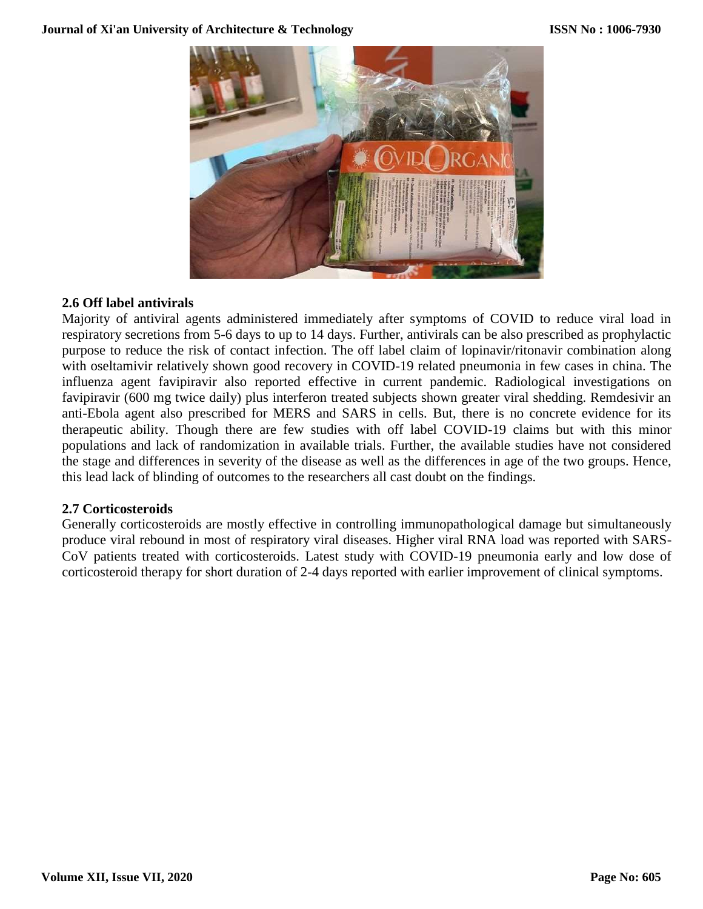## 2.6 Off label antivirals

Majority of antiviral agents administered immediately after symptoms of COVID to reduce viral load in respiratory secretions from 5-6 days to up to 14 days. Further, antivirals can be also prescribed as prophylactic purpose to reduce the risk of contact infection. The off label claim of lopinavir/ritonavir combination along with oseltamivir relatively shown good recovery in COVID-19 related pneumonia in few cases in china. The influenza agent favipiravir also reported effective in current pandemic. Radiological investigations on favipiravir (600 mg twice daily) plus interferon treated subjects shown greater viral shedding. Remdesivir an anti-Ebola agent also prescribed for MERS and SARS in cells. But, there is no concrete evidence for its therapeutic ability. Though there are few studies with off label COVID-19 claims but with this minor populations and lack of randomization in available trials. Further, the available studies have not considered the stage and differences in severity of the disease as well as the differences in age of the two groups. Hence, this lead lack of blinding of outcomes to the researchers all cast doubt on the findings.

## 2.7 Corticosteroids

Generally corticosteroids are mostly effective in controlling immunopathological damage but simultaneously produce viral rebound in most of respiratory viral diseases. Higher viral RNA load was reported with SARS-CoV patients treated with corticosteroids. Latest study with COVID-19 pneumonia early and low dose of corticosteroid therapy for short duration of 2-4 days reported with earlier improvement of clinical symptoms.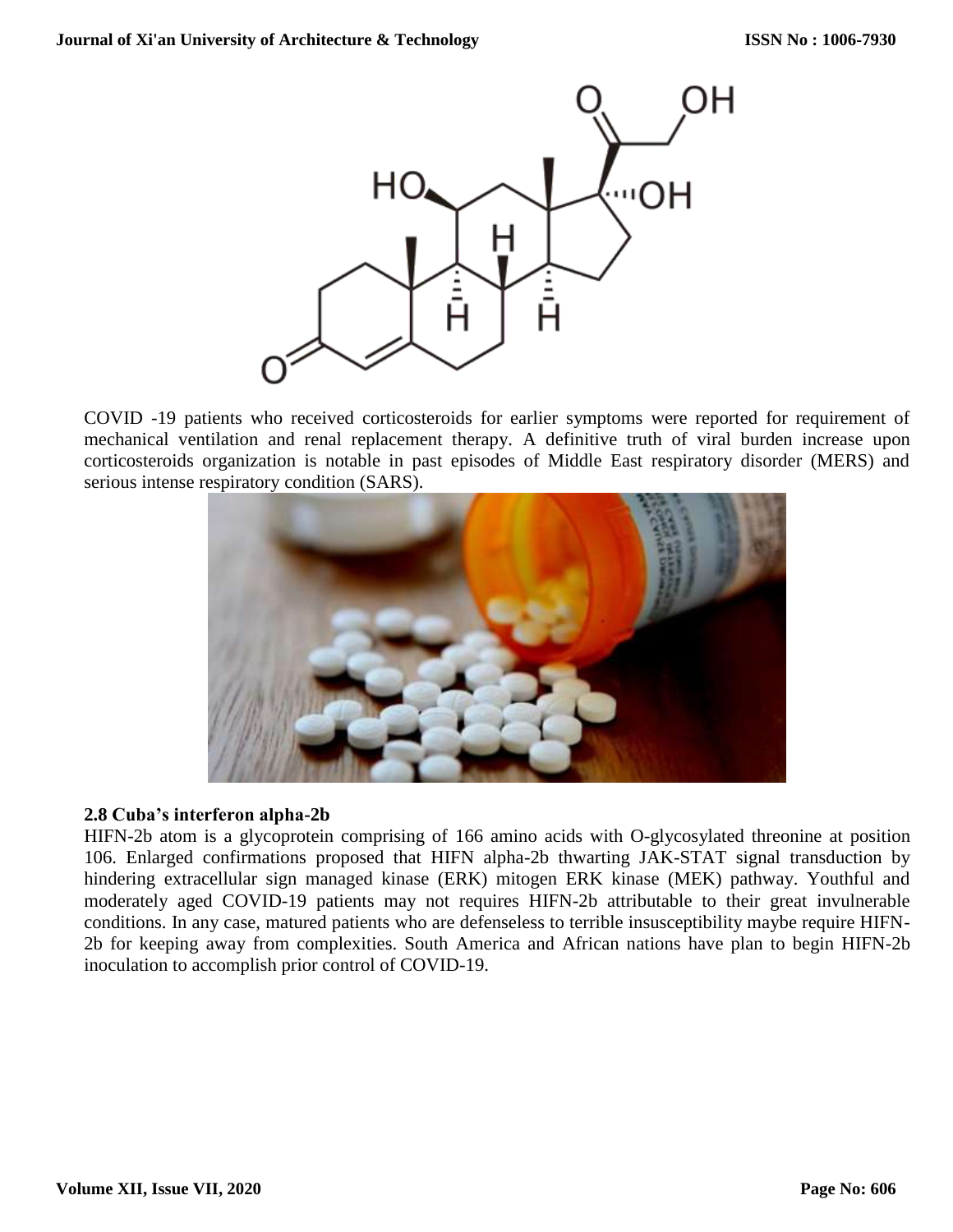COVID -19 patients who received corticosteroids for earlier symptoms were reported for requirement of mechanical ventilation and renal replacement therapy. A definitive truth of viral burden increase upon corticosteroids organization is notable in past episodes of Middle East respiratory disorder (MERS) and serious intense respiratory condition (SARS).

### 2.8 Cuba's interferon alpha-2b

HIFN-2b atom is a glycoprotein comprising of 166 amino acids with O-glycosylated threonine at position 106. Enlarged confirmations proposed that HIFN alpha-2b thwarting JAK-STAT signal transduction by hindering extracellular sign managed kinase (ERK) mitogen ERK kinase (MEK) pathway. Youthful and moderately aged COVID-19 patients may not requires HIFN-2b attributable to their great invulnerable conditions. In any case, matured patients who are defenseless to terrible insusceptibility maybe require HIFN-2b for keeping away from complexities. South America and African nations have plan to begin HIFN-2b inoculation to accomplish prior control of COVID-19.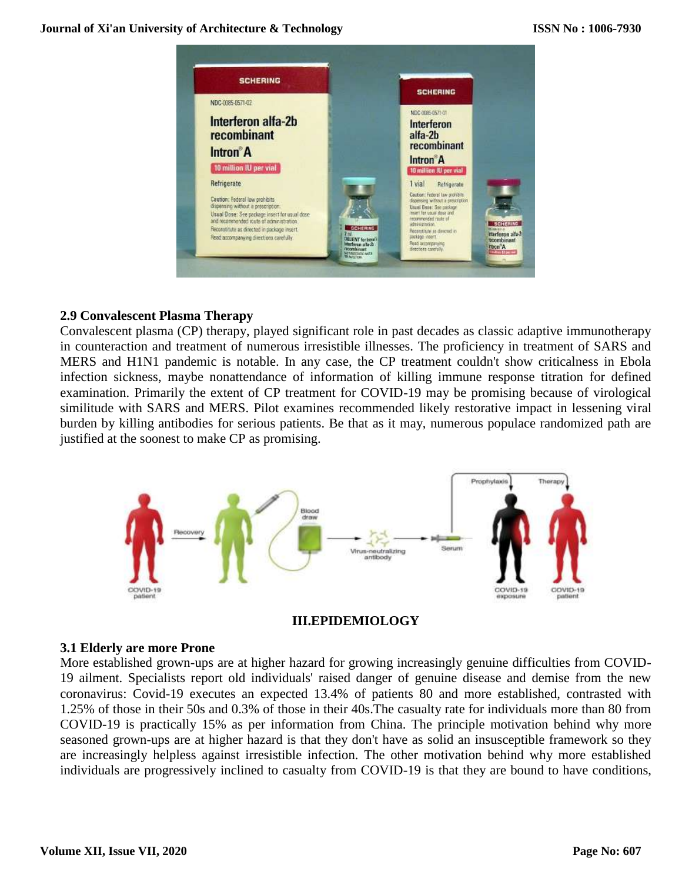## 2.9 Convalescent Plasma Therapy

Convalescent plasma (CP) therapy, played significant role in past decades as classic adaptive immunotherapy in counteraction and treatment of numerous irresistible illnesses. The proficiency in treatment of SARS and MERS and H1N1 pandemic is notable. In any case, the CP treatment couldn't show criticalness in Ebola infection sickness, maybe nonattendance of information of killing immune response titration for defined examination. Primarily the extent of CP treatment for COVID-19 may be promising because of virological similitude with SARS and MERS. Pilot examines recommended likely restorative impact in lessening viral burden by killing antibodies for serious patients. Be that as it may, numerous populace randomized path are justified at the soonest to make CP as promising.

# III.EPIDEMIOLOGY

## 3.1 Elderly are more Prone

More established grown-ups are at higher hazard for growing increasingly genuine difficulties from COVID-19 ailment. Specialists report old individuals' raised danger of genuine disease and demise from the new coronavirus: Covid-19 executes an expected 13.4% of patients 80 and more established, contrasted with 1.25% of those in their 50s and 0.3% of those in their 40s.The casualty rate for individuals more than 80 from COVID-19 is practically 15% as per information from China. The principle motivation behind why more seasoned grown-ups are at higher hazard is that they don't have as solid an insusceptible framework so they are increasingly helpless against irresistible infection. The other motivation behind why more established individuals are progressively inclined to casualty from COVID-19 is that they are bound to have conditions,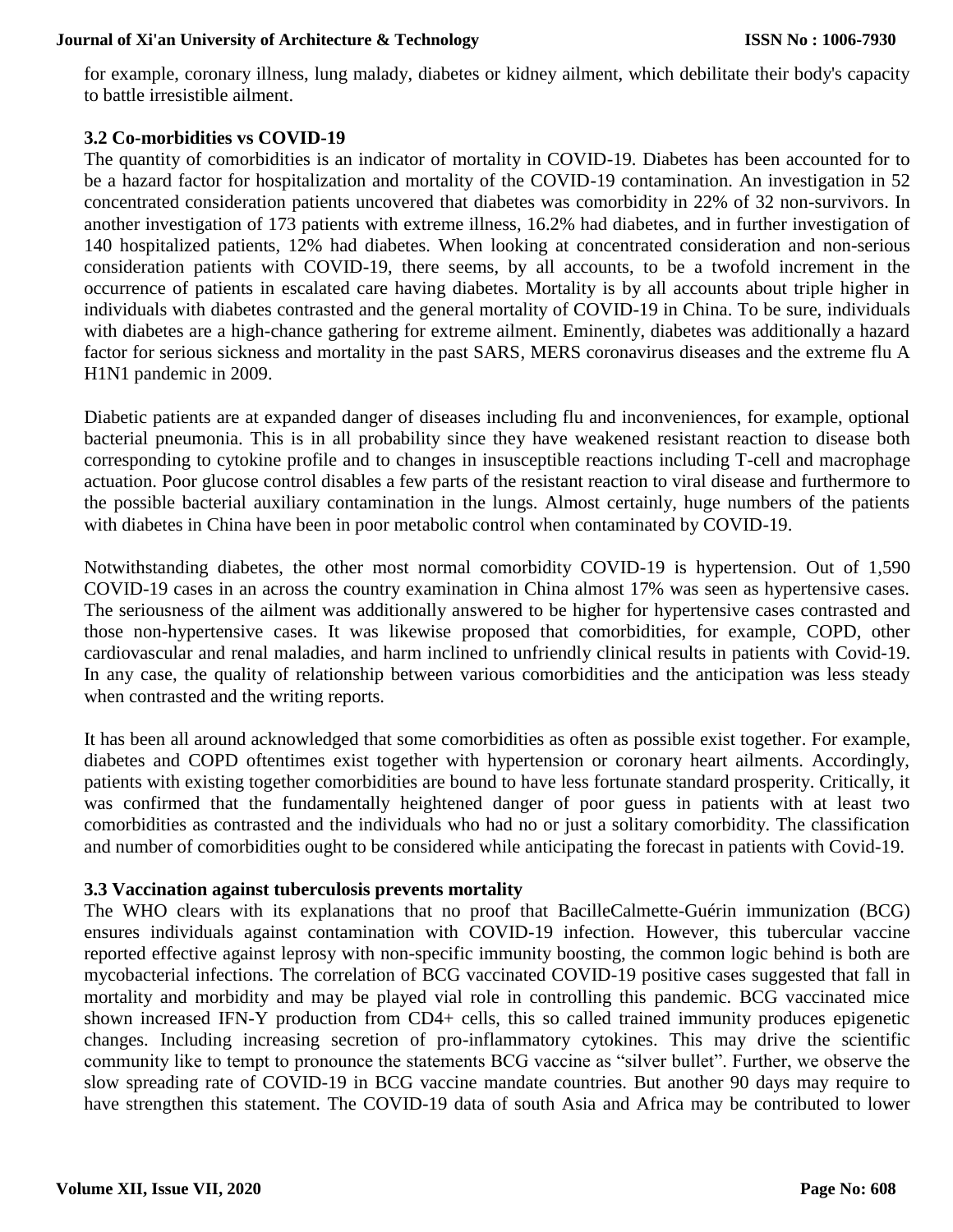for example, coronary illness, lung malady, diabetes or kidney ailment, which debilitate their body's capacity to battle irresistible ailment.

### 3.2 Co-morbidities vs COVID-19

The quantity of comorbidities is an indicator of mortality in COVID-19. Diabetes has been accounted for to be a hazard factor for hospitalization and mortality of the COVID-19 contamination. An investigation in 52 concentrated consideration patients uncovered that diabetes was comorbidity in 22% of 32 non-survivors. In another investigation of 173 patients with extreme illness, 16.2% had diabetes, and in further investigation of 140 hospitalized patients, 12% had diabetes. When looking at concentrated consideration and non-serious consideration patients with COVID-19, there seems, by all accounts, to be a twofold increment in the occurrence of patients in escalated care having diabetes. Mortality is by all accounts about triple higher in individuals with diabetes contrasted and the general mortality of COVID-19 in China. To be sure, individuals with diabetes are a high-chance gathering for extreme ailment. Eminently, diabetes was additionally a hazard factor for serious sickness and mortality in the past SARS, MERS coronavirus diseases and the extreme flu A H1N1 pandemic in 2009.

Diabetic patients are at expanded danger of diseases including flu and inconveniences, for example, optional bacterial pneumonia. This is in all probability since they have weakened resistant reaction to disease both corresponding to cytokine profile and to changes in insusceptible reactions including T-cell and macrophage actuation. Poor glucose control disables a few parts of the resistant reaction to viral disease and furthermore to the possible bacterial auxiliary contamination in the lungs. Almost certainly, huge numbers of the patients with diabetes in China have been in poor metabolic control when contaminated by COVID-19.

Notwithstanding diabetes, the other most normal comorbidity COVID-19 is hypertension. Out of 1,590 COVID-19 cases in an across the country examination in China almost 17% was seen as hypertensive cases. The seriousness of the ailment was additionally answered to be higher for hypertensive cases contrasted and those non-hypertensive cases. It was likewise proposed that comorbidities, for example, COPD, other cardiovascular and renal maladies, and harm inclined to unfriendly clinical results in patients with Covid-19. In any case, the quality of relationship between various comorbidities and the anticipation was less steady when contrasted and the writing reports.

It has been all around acknowledged that some comorbidities as often as possible exist together. For example, diabetes and COPD oftentimes exist together with hypertension or coronary heart ailments. Accordingly, patients with existing together comorbidities are bound to have less fortunate standard prosperity. Critically, it was confirmed that the fundamentally heightened danger of poor guess in patients with at least two comorbidities as contrasted and the individuals who had no or just a solitary comorbidity. The classification and number of comorbidities ought to be considered while anticipating the forecast in patients with Covid-19.

### 3.3 Vaccination against tuberculosis prevents mortality

The WHO clears with its explanations that no proof that BacilleCalmette-Guérin immunization (BCG) ensures individuals against contamination with COVID-19 infection. However, this tubercular vaccine reported effective against leprosy with non-specific immunity boosting, the common logic behind is both are mycobacterial infections. The correlation of BCG vaccinated COVID-19 positive cases suggested that fall in mortality and morbidity and may be played vial role in controlling this pandemic. BCG vaccinated mice shown increased IFN-Y production from CD4+ cells, this so called trained immunity produces epigenetic changes. Including increasing secretion of pro-inflammatory cytokines. This may drive the scientific community like to tempt to pronounce the statements BCG vaccine as "silver bullet". Further, we observe the slow spreading rate of COVID-19 in BCG vaccine mandate countries. But another 90 days may require to have strengthen this statement. The COVID-19 data of south Asia and Africa may be contributed to lower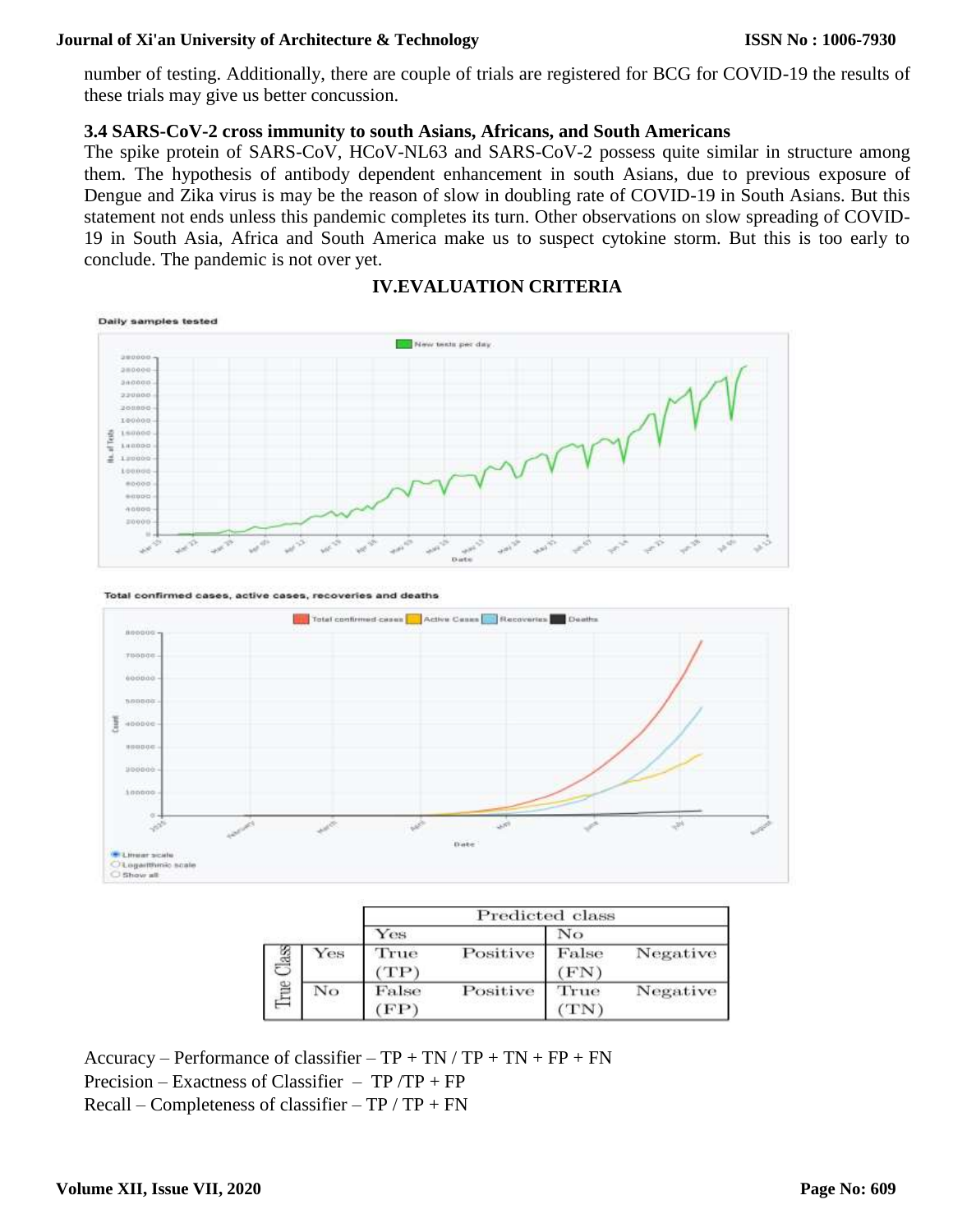number of testing. Additionally, there are couple of trials are registered for BCG for COVID-19 the results of these trials may give us better concussion.

### 3.4 SARS-CoV-2 cross immunity to south Asians, Africans, and South Americans

The spike protein of SARS-CoV, HCoV-NL63 and SARS-CoV-2 possess quite similar in structure among them. The hypothesis of antibody dependent enhancement in south Asians, due to previous exposure of Dengue and Zika virus is may be the reason of slow in doubling rate of COVID-19 in South Asians. But this statement not ends unless this pandemic completes its turn. Other observations on slow spreading of COVID-19 in South Asia, Africa and South America make us to suspect cytokine storm. But this is too early to conclude. The pandemic is not over yet.

## IV.EVALUATION CRITERIA

|  |  | Predicted class |  |
|---|---|---|---|
|  |  | Yes | No |
| True Class | Yes | True Positive (TP) | False Negative (FN) |
|  | No | False Positive (FP) | True Negative (TN) |

Accuracy – Performance of classifier – TP + TN / TP + TN + FP + FN

Precision – Exactness of Classifier – TP /TP + FP

Recall – Completeness of classifier – TP / TP + FN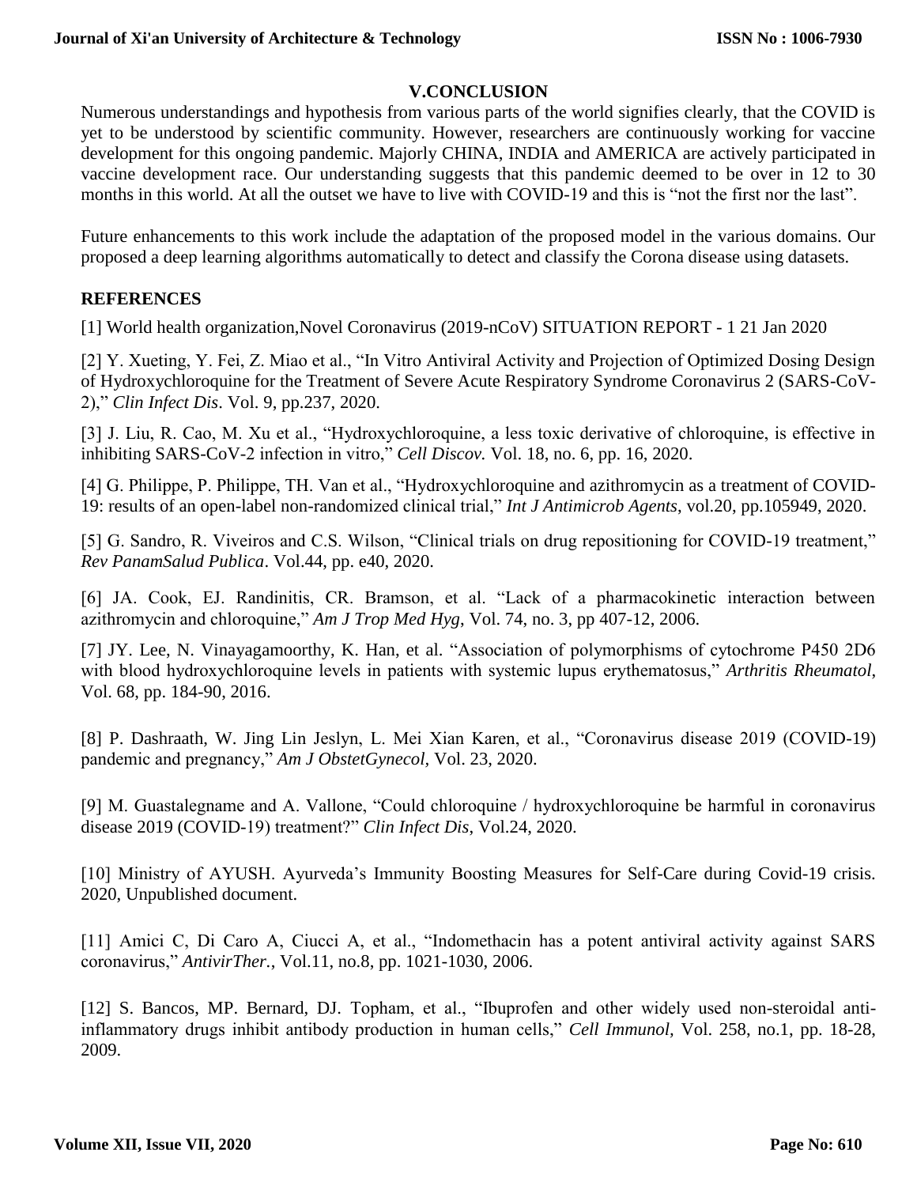## V.CONCLUSION

Numerous understandings and hypothesis from various parts of the world signifies clearly, that the COVID is yet to be understood by scientific community. However, researchers are continuously working for vaccine development for this ongoing pandemic. Majorly CHINA, INDIA and AMERICA are actively participated in vaccine development race. Our understanding suggests that this pandemic deemed to be over in 12 to 30 months in this world. At all the outset we have to live with COVID-19 and this is "not the first nor the last".

Future enhancements to this work include the adaptation of the proposed model in the various domains. Our proposed a deep learning algorithms automatically to detect and classify the Corona disease using datasets.

## REFERENCES

[1] World health organization,Novel Coronavirus (2019-nCoV) SITUATION REPORT - 1 21 Jan 2020

[2] Y. Xueting, Y. Fei, Z. Miao et al., "In Vitro Antiviral Activity and Projection of Optimized Dosing Design of Hydroxychloroquine for the Treatment of Severe Acute Respiratory Syndrome Coronavirus 2 (SARS-CoV-2)," *Clin Infect Dis*. Vol. 9, pp.237, 2020.

[3] J. Liu, R. Cao, M. Xu et al., "Hydroxychloroquine, a less toxic derivative of chloroquine, is effective in inhibiting SARS-CoV-2 infection in vitro," *Cell Discov.* Vol. 18, no. 6, pp. 16, 2020.

[4] G. Philippe, P. Philippe, TH. Van et al., "Hydroxychloroquine and azithromycin as a treatment of COVID-19: results of an open-label non-randomized clinical trial," *Int J Antimicrob Agents*, vol.20, pp.105949, 2020.

[5] G. Sandro, R. Viveiros and C.S. Wilson, "Clinical trials on drug repositioning for COVID-19 treatment," *Rev PanamSalud Publica*. Vol.44, pp. e40, 2020.

[6] JA. Cook, EJ. Randinitis, CR. Bramson, et al. "Lack of a pharmacokinetic interaction between azithromycin and chloroquine," *Am J Trop Med Hyg*, Vol. 74, no. 3, pp 407-12, 2006.

[7] JY. Lee, N. Vinayagamoorthy, K. Han, et al. "Association of polymorphisms of cytochrome P450 2D6 with blood hydroxychloroquine levels in patients with systemic lupus erythematosus," *Arthritis Rheumatol*, Vol. 68, pp. 184-90, 2016.

[8] P. Dashraath, W. Jing Lin Jeslyn, L. Mei Xian Karen, et al., "Coronavirus disease 2019 (COVID-19) pandemic and pregnancy," *Am J ObstetGynecol*, Vol. 23, 2020.

[9] M. Guastalegname and A. Vallone, "Could chloroquine / hydroxychloroquine be harmful in coronavirus disease 2019 (COVID-19) treatment?" *Clin Infect Dis*, Vol.24, 2020.

[10] Ministry of AYUSH. Ayurveda's Immunity Boosting Measures for Self-Care during Covid-19 crisis. 2020, Unpublished document.

[11] Amici C, Di Caro A, Ciucci A, et al., "Indomethacin has a potent antiviral activity against SARS coronavirus," *AntivirTher.*, Vol.11, no.8, pp. 1021-1030, 2006.

[12] S. Bancos, MP. Bernard, DJ. Topham, et al., "Ibuprofen and other widely used non-steroidal anti-inflammatory drugs inhibit antibody production in human cells," *Cell Immunol*, Vol. 258, no.1, pp. 18-28, 2009.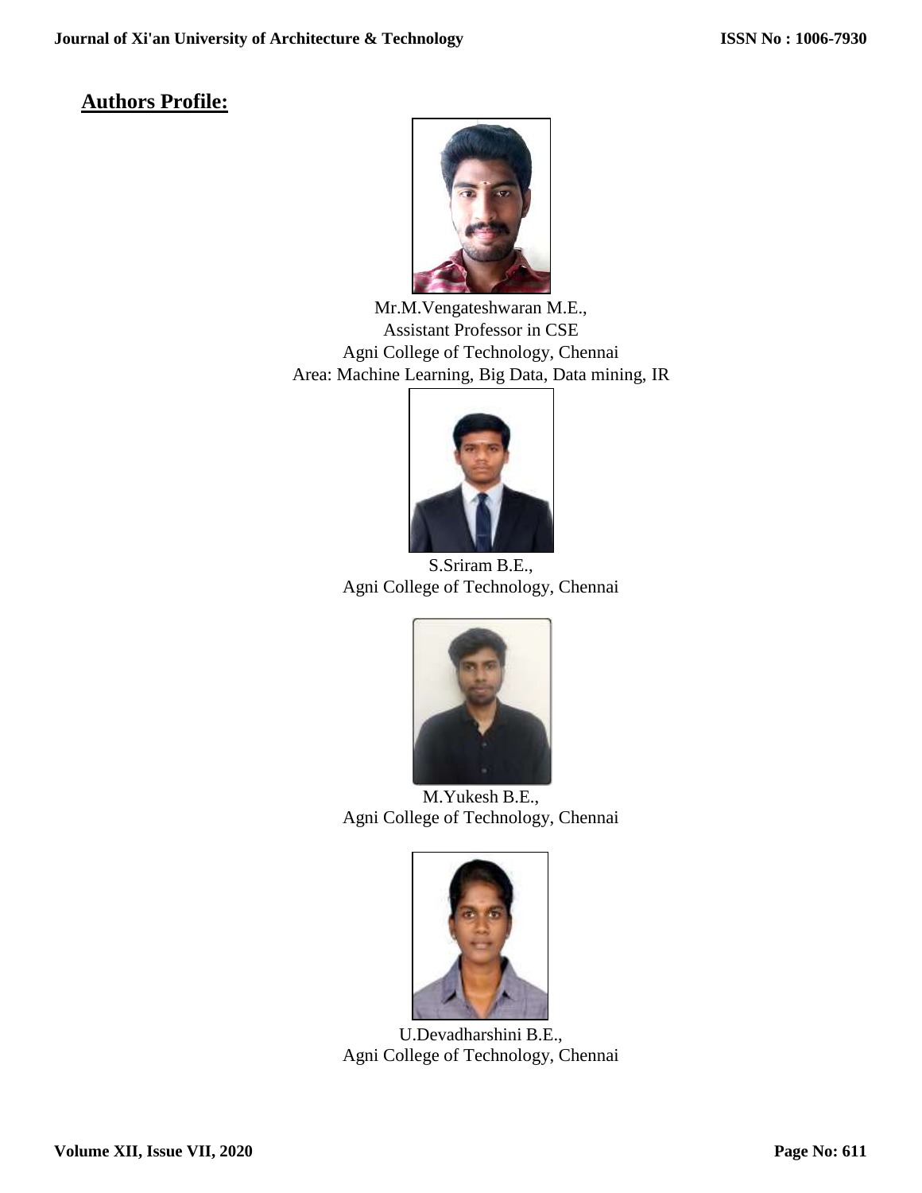## **Authors Profile:**

Mr.M.Vengateshwaran M.E.,
Assistant Professor in CSE
Agni College of Technology, Chennai
Area: Machine Learning, Big Data, Data mining, IR

S.Sriram B.E.,
Agni College of Technology, Chennai

M.Yukesh B.E.,
Agni College of Technology, Chennai

U.Devadharshini B.E.,
Agni College of Technology, Chennai